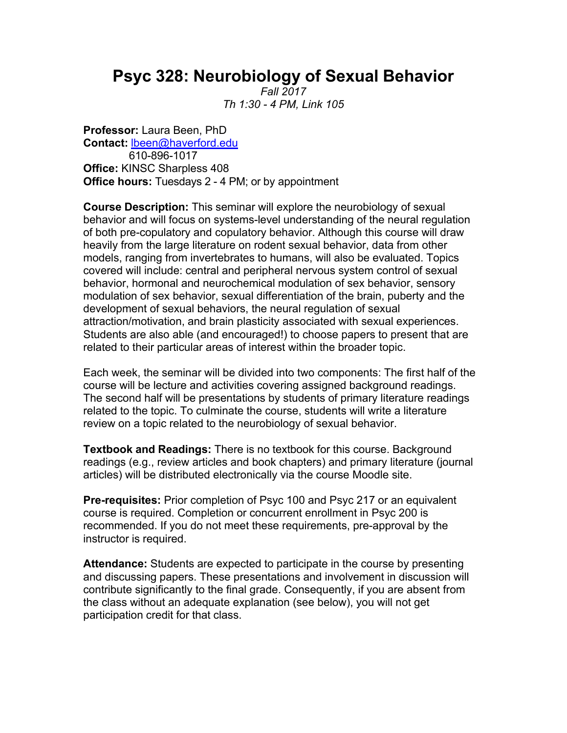# Psyc 328: Neurobiology of Sexual Behavior

*Fall 2017*
*Th 1:30 - 4 PM, Link 105*

**Professor:** Laura Been, PhD
**Contact:** lbeen@haverford.edu
610-896-1017
**Office:** KINSC Sharpless 408
**Office hours:** Tuesdays 2 - 4 PM; or by appointment

**Course Description:** This seminar will explore the neurobiology of sexual behavior and will focus on systems-level understanding of the neural regulation of both pre-copulatory and copulatory behavior. Although this course will draw heavily from the large literature on rodent sexual behavior, data from other models, ranging from invertebrates to humans, will also be evaluated. Topics covered will include: central and peripheral nervous system control of sexual behavior, hormonal and neurochemical modulation of sex behavior, sensory modulation of sex behavior, sexual differentiation of the brain, puberty and the development of sexual behaviors, the neural regulation of sexual attraction/motivation, and brain plasticity associated with sexual experiences. Students are also able (and encouraged!) to choose papers to present that are related to their particular areas of interest within the broader topic.

Each week, the seminar will be divided into two components: The first half of the course will be lecture and activities covering assigned background readings. The second half will be presentations by students of primary literature readings related to the topic. To culminate the course, students will write a literature review on a topic related to the neurobiology of sexual behavior.

**Textbook and Readings:** There is no textbook for this course. Background readings (e.g., review articles and book chapters) and primary literature (journal articles) will be distributed electronically via the course Moodle site.

**Pre-requisites:** Prior completion of Psyc 100 and Psyc 217 or an equivalent course is required. Completion or concurrent enrollment in Psyc 200 is recommended. If you do not meet these requirements, pre-approval by the instructor is required.

**Attendance:** Students are expected to participate in the course by presenting and discussing papers. These presentations and involvement in discussion will contribute significantly to the final grade. Consequently, if you are absent from the class without an adequate explanation (see below), you will not get participation credit for that class.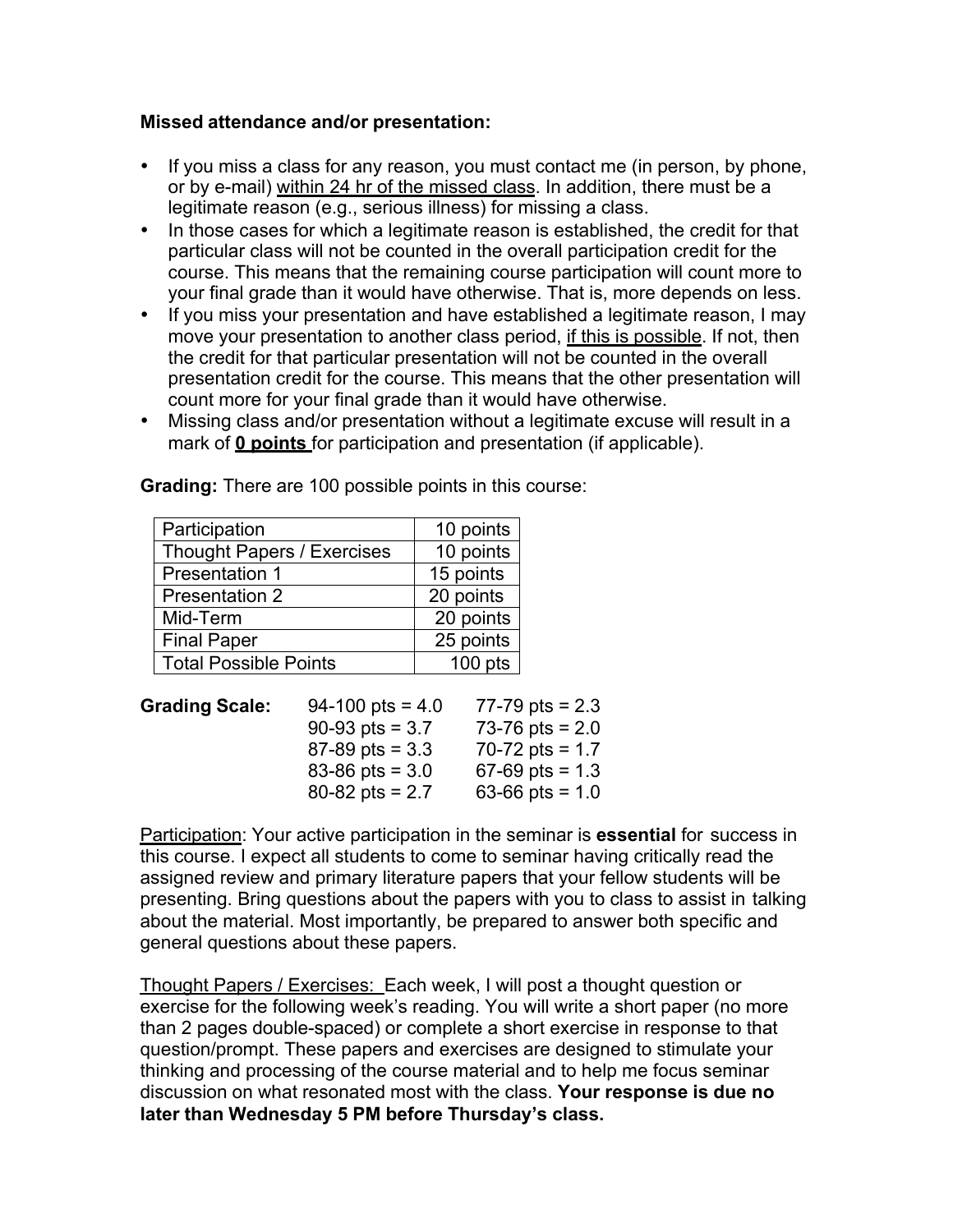**Missed attendance and/or presentation:**

- If you miss a class for any reason, you must contact me (in person, by phone, or by e-mail) within 24 hr of the missed class. In addition, there must be a legitimate reason (e.g., serious illness) for missing a class.
- In those cases for which a legitimate reason is established, the credit for that particular class will not be counted in the overall participation credit for the course. This means that the remaining course participation will count more to your final grade than it would have otherwise. That is, more depends on less.
- If you miss your presentation and have established a legitimate reason, I may move your presentation to another class period, if this is possible. If not, then the credit for that particular presentation will not be counted in the overall presentation credit for the course. This means that the other presentation will count more for your final grade than it would have otherwise.
- Missing class and/or presentation without a legitimate excuse will result in a mark of **0 points** for participation and presentation (if applicable).

**Grading:** There are 100 possible points in this course:

| Component | Points |
|---|---|
| Participation | 10 points |
| Thought Papers / Exercises | 10 points |
| Presentation 1 | 15 points |
| Presentation 2 | 20 points |
| Mid-Term | 20 points |
| Final Paper | 25 points |
| Total Possible Points | 100 pts |

**Grading Scale:**

| | |
|---|---|
| 94-100 pts = 4.0 | 77-79 pts = 2.3 |
| 90-93 pts = 3.7 | 73-76 pts = 2.0 |
| 87-89 pts = 3.3 | 70-72 pts = 1.7 |
| 83-86 pts = 3.0 | 67-69 pts = 1.3 |
| 80-82 pts = 2.7 | 63-66 pts = 1.0 |

Participation: Your active participation in the seminar is **essential** for success in this course. I expect all students to come to seminar having critically read the assigned review and primary literature papers that your fellow students will be presenting. Bring questions about the papers with you to class to assist in talking about the material. Most importantly, be prepared to answer both specific and general questions about these papers.

Thought Papers / Exercises: Each week, I will post a thought question or exercise for the following week's reading. You will write a short paper (no more than 2 pages double-spaced) or complete a short exercise in response to that question/prompt. These papers and exercises are designed to stimulate your thinking and processing of the course material and to help me focus seminar discussion on what resonated most with the class. **Your response is due no later than Wednesday 5 PM before Thursday's class.**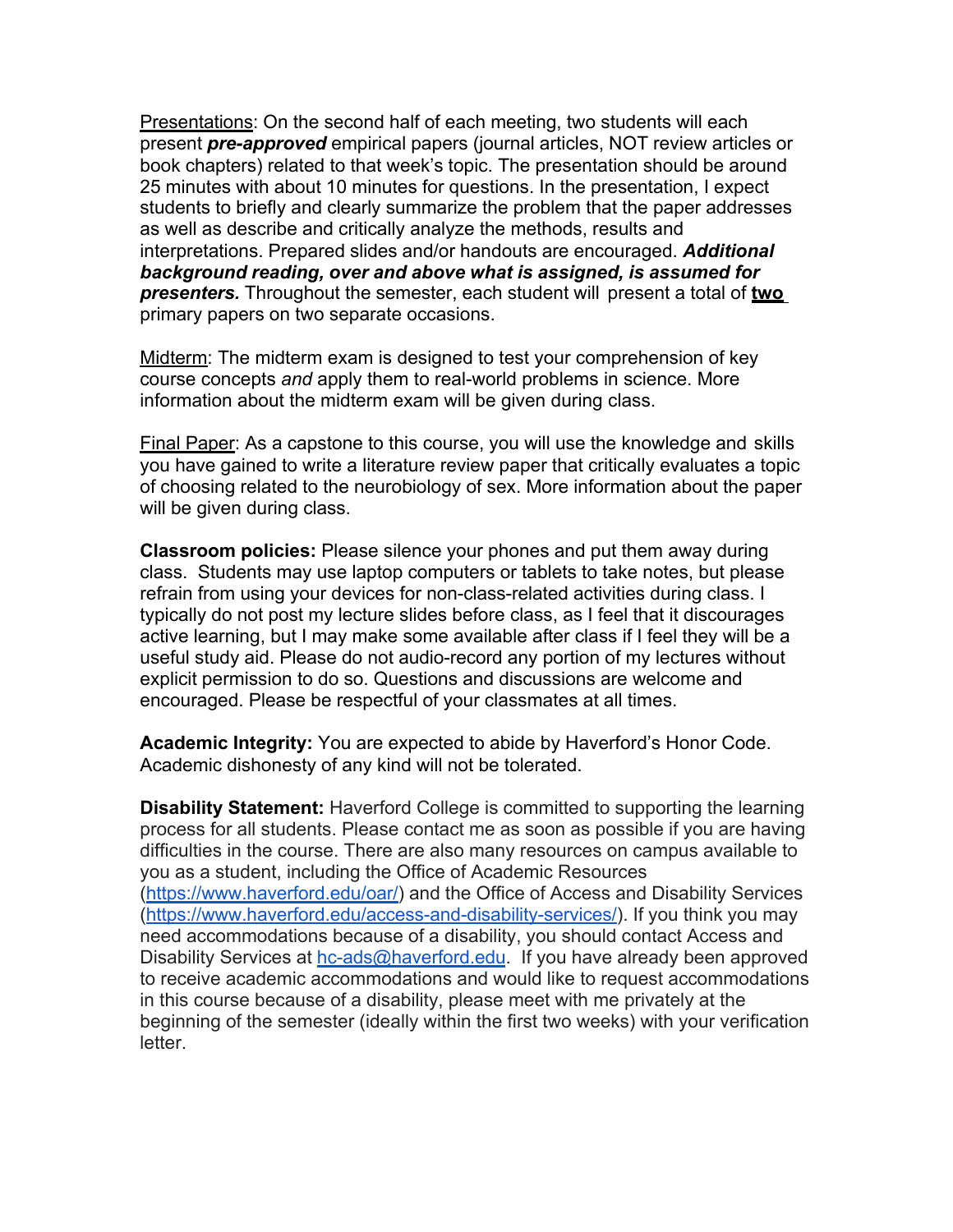<u>Presentations</u>: On the second half of each meeting, two students will each present ***pre-approved*** empirical papers (journal articles, NOT review articles or book chapters) related to that week's topic. The presentation should be around 25 minutes with about 10 minutes for questions. In the presentation, I expect students to briefly and clearly summarize the problem that the paper addresses as well as describe and critically analyze the methods, results and interpretations. Prepared slides and/or handouts are encouraged. ***Additional background reading, over and above what is assigned, is assumed for presenters.*** Throughout the semester, each student will present a total of **<u>two</u>** primary papers on two separate occasions.

<u>Midterm</u>: The midterm exam is designed to test your comprehension of key course concepts *and* apply them to real-world problems in science. More information about the midterm exam will be given during class.

<u>Final Paper</u>: As a capstone to this course, you will use the knowledge and skills you have gained to write a literature review paper that critically evaluates a topic of choosing related to the neurobiology of sex. More information about the paper will be given during class.

**Classroom policies:** Please silence your phones and put them away during class. Students may use laptop computers or tablets to take notes, but please refrain from using your devices for non-class-related activities during class. I typically do not post my lecture slides before class, as I feel that it discourages active learning, but I may make some available after class if I feel they will be a useful study aid. Please do not audio-record any portion of my lectures without explicit permission to do so. Questions and discussions are welcome and encouraged. Please be respectful of your classmates at all times.

**Academic Integrity:** You are expected to abide by Haverford's Honor Code. Academic dishonesty of any kind will not be tolerated.

**Disability Statement:** Haverford College is committed to supporting the learning process for all students. Please contact me as soon as possible if you are having difficulties in the course. There are also many resources on campus available to you as a student, including the Office of Academic Resources (https://www.haverford.edu/oar/) and the Office of Access and Disability Services (https://www.haverford.edu/access-and-disability-services/). If you think you may need accommodations because of a disability, you should contact Access and Disability Services at hc-ads@haverford.edu. If you have already been approved to receive academic accommodations and would like to request accommodations in this course because of a disability, please meet with me privately at the beginning of the semester (ideally within the first two weeks) with your verification letter.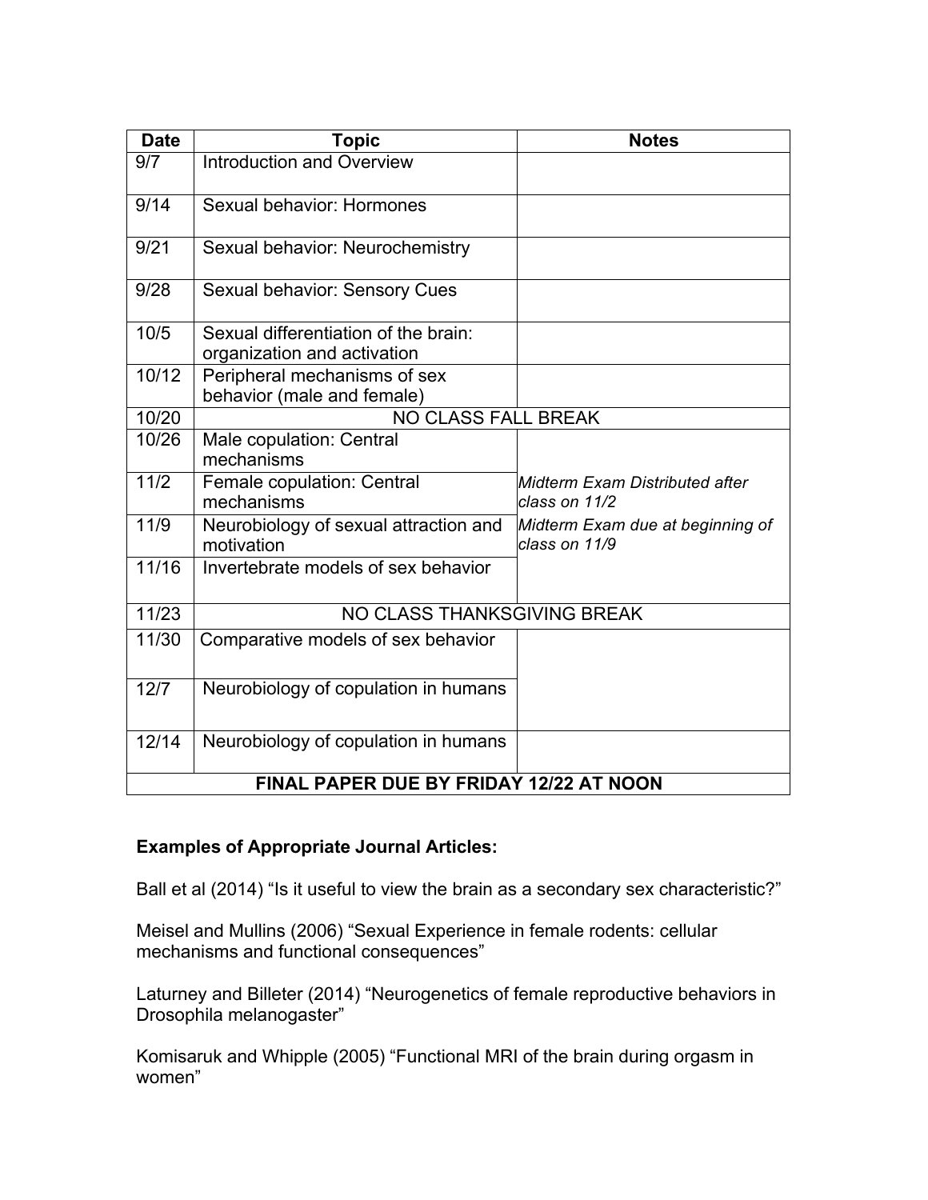| Date | Topic | Notes |
|---|---|---|
| 9/7 | Introduction and Overview | |
| 9/14 | Sexual behavior: Hormones | |
| 9/21 | Sexual behavior: Neurochemistry | |
| 9/28 | Sexual behavior: Sensory Cues | |
| 10/5 | Sexual differentiation of the brain: organization and activation | |
| 10/12 | Peripheral mechanisms of sex behavior (male and female) | |
| 10/20 | NO CLASS FALL BREAK | |
| 10/26 | Male copulation: Central mechanisms | |
| 11/2 | Female copulation: Central mechanisms | *Midterm Exam Distributed after class on 11/2* |
| 11/9 | Neurobiology of sexual attraction and motivation | *Midterm Exam due at beginning of class on 11/9* |
| 11/16 | Invertebrate models of sex behavior | |
| 11/23 | NO CLASS THANKSGIVING BREAK | |
| 11/30 | Comparative models of sex behavior | |
| 12/7 | Neurobiology of copulation in humans | |
| 12/14 | Neurobiology of copulation in humans | |
| **FINAL PAPER DUE BY FRIDAY 12/22 AT NOON** | | |

**Examples of Appropriate Journal Articles:**

Ball et al (2014) “Is it useful to view the brain as a secondary sex characteristic?”

Meisel and Mullins (2006) “Sexual Experience in female rodents: cellular mechanisms and functional consequences”

Laturney and Billeter (2014) “Neurogenetics of female reproductive behaviors in Drosophila melanogaster”

Komisaruk and Whipple (2005) “Functional MRI of the brain during orgasm in women”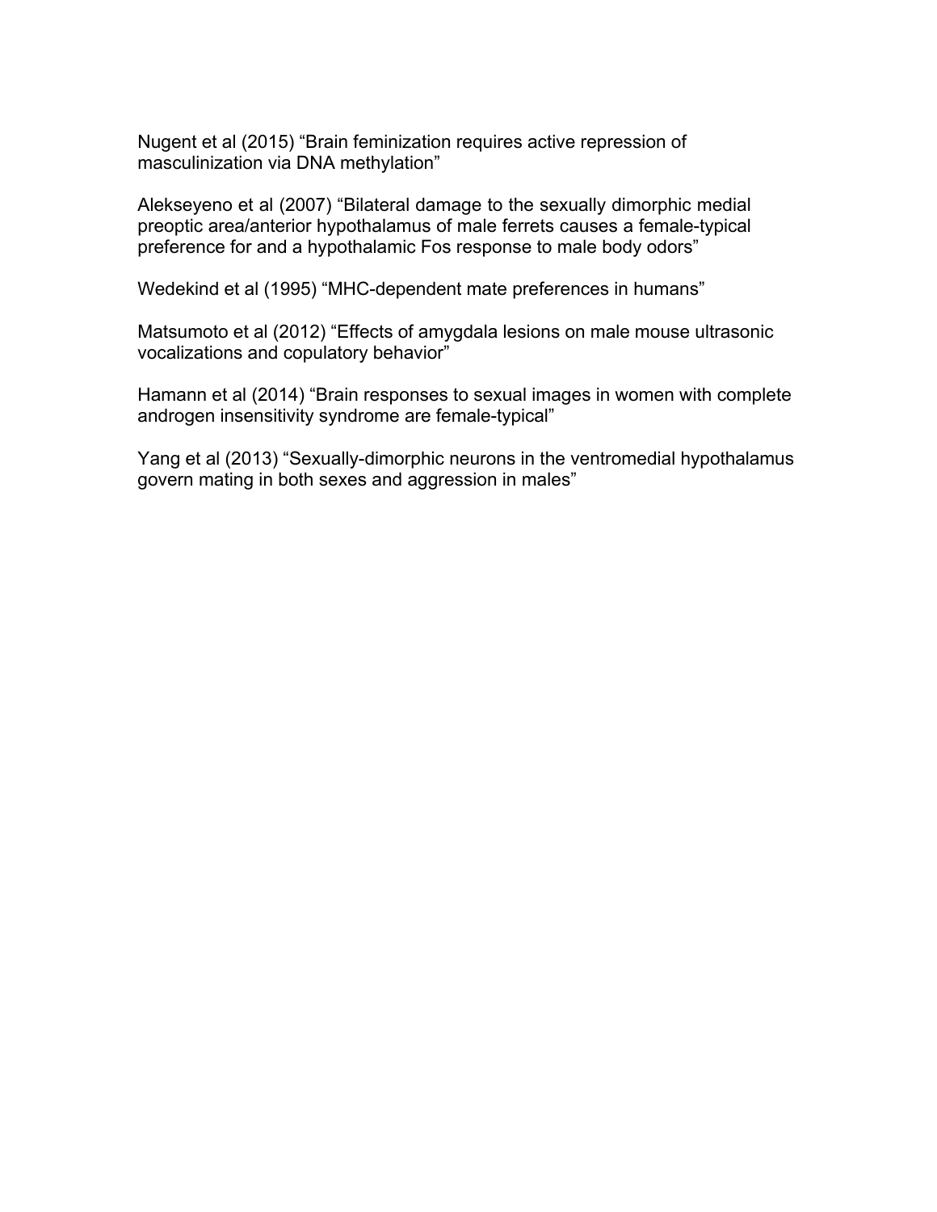Nugent et al (2015) “Brain feminization requires active repression of masculinization via DNA methylation”

Alekseyeno et al (2007) “Bilateral damage to the sexually dimorphic medial preoptic area/anterior hypothalamus of male ferrets causes a female-typical preference for and a hypothalamic Fos response to male body odors”

Wedekind et al (1995) “MHC-dependent mate preferences in humans”

Matsumoto et al (2012) “Effects of amygdala lesions on male mouse ultrasonic vocalizations and copulatory behavior”

Hamann et al (2014) “Brain responses to sexual images in women with complete androgen insensitivity syndrome are female-typical”

Yang et al (2013) “Sexually-dimorphic neurons in the ventromedial hypothalamus govern mating in both sexes and aggression in males”